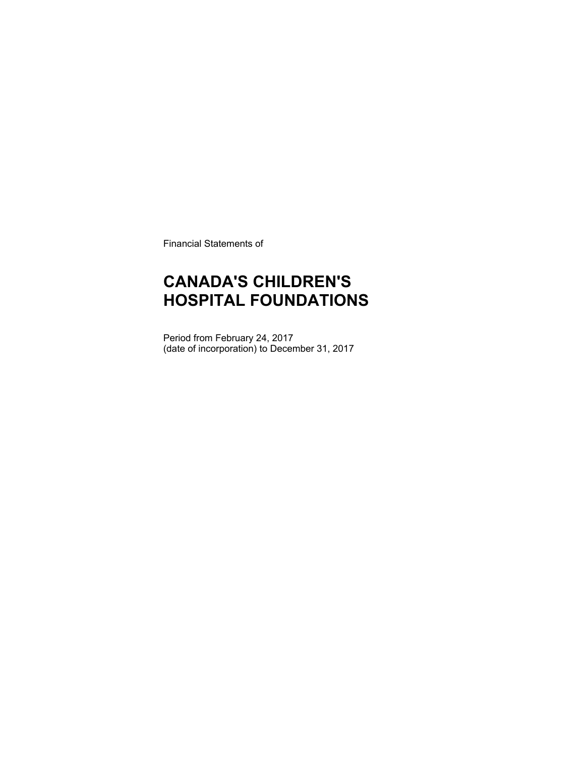Financial Statements of

# CANADA'S CHILDREN'S HOSPITAL FOUNDATIONS

Period from February 24, 2017
(date of incorporation) to December 31, 2017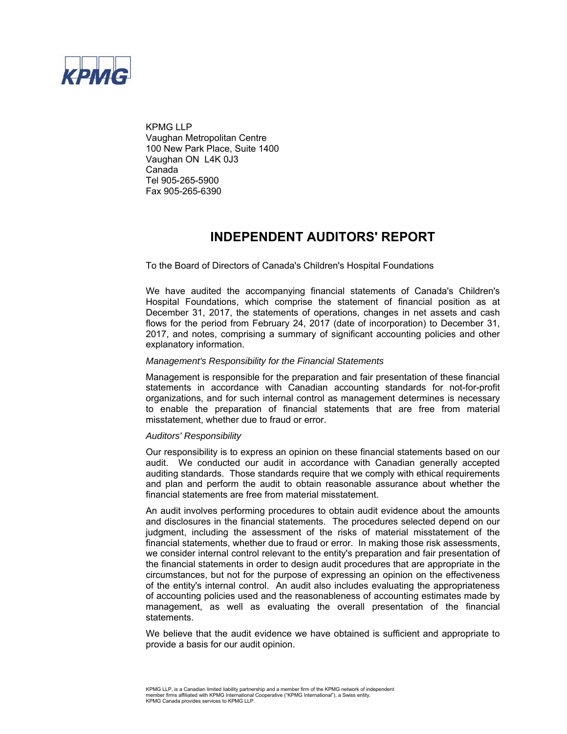KPMG LLP
Vaughan Metropolitan Centre
100 New Park Place, Suite 1400
Vaughan ON L4K 0J3
Canada
Tel 905-265-5900
Fax 905-265-6390

# INDEPENDENT AUDITORS' REPORT

To the Board of Directors of Canada's Children's Hospital Foundations

We have audited the accompanying financial statements of Canada's Children's Hospital Foundations, which comprise the statement of financial position as at December 31, 2017, the statements of operations, changes in net assets and cash flows for the period from February 24, 2017 (date of incorporation) to December 31, 2017, and notes, comprising a summary of significant accounting policies and other explanatory information.

*Management's Responsibility for the Financial Statements*

Management is responsible for the preparation and fair presentation of these financial statements in accordance with Canadian accounting standards for not-for-profit organizations, and for such internal control as management determines is necessary to enable the preparation of financial statements that are free from material misstatement, whether due to fraud or error.

*Auditors' Responsibility*

Our responsibility is to express an opinion on these financial statements based on our audit. We conducted our audit in accordance with Canadian generally accepted auditing standards. Those standards require that we comply with ethical requirements and plan and perform the audit to obtain reasonable assurance about whether the financial statements are free from material misstatement.

An audit involves performing procedures to obtain audit evidence about the amounts and disclosures in the financial statements. The procedures selected depend on our judgment, including the assessment of the risks of material misstatement of the financial statements, whether due to fraud or error. In making those risk assessments, we consider internal control relevant to the entity's preparation and fair presentation of the financial statements in order to design audit procedures that are appropriate in the circumstances, but not for the purpose of expressing an opinion on the effectiveness of the entity's internal control. An audit also includes evaluating the appropriateness of accounting policies used and the reasonableness of accounting estimates made by management, as well as evaluating the overall presentation of the financial statements.

We believe that the audit evidence we have obtained is sufficient and appropriate to provide a basis for our audit opinion.

KPMG LLP, is a Canadian limited liability partnership and a member firm of the KPMG network of independent member firms affiliated with KPMG International Cooperative ("KPMG International"), a Swiss entity. KPMG Canada provides services to KPMG LLP.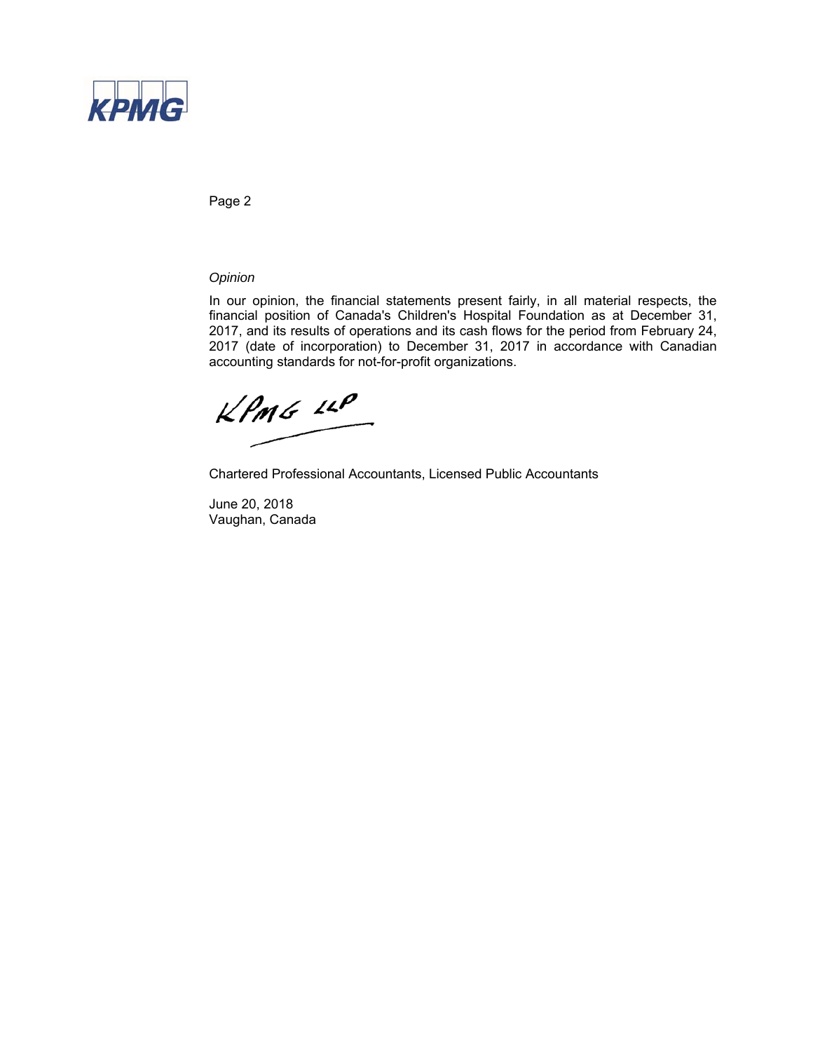*Opinion*

In our opinion, the financial statements present fairly, in all material respects, the financial position of Canada's Children's Hospital Foundation as at December 31, 2017, and its results of operations and its cash flows for the period from February 24, 2017 (date of incorporation) to December 31, 2017 in accordance with Canadian accounting standards for not-for-profit organizations.

KPMG LLP

Chartered Professional Accountants, Licensed Public Accountants

June 20, 2018
Vaughan, Canada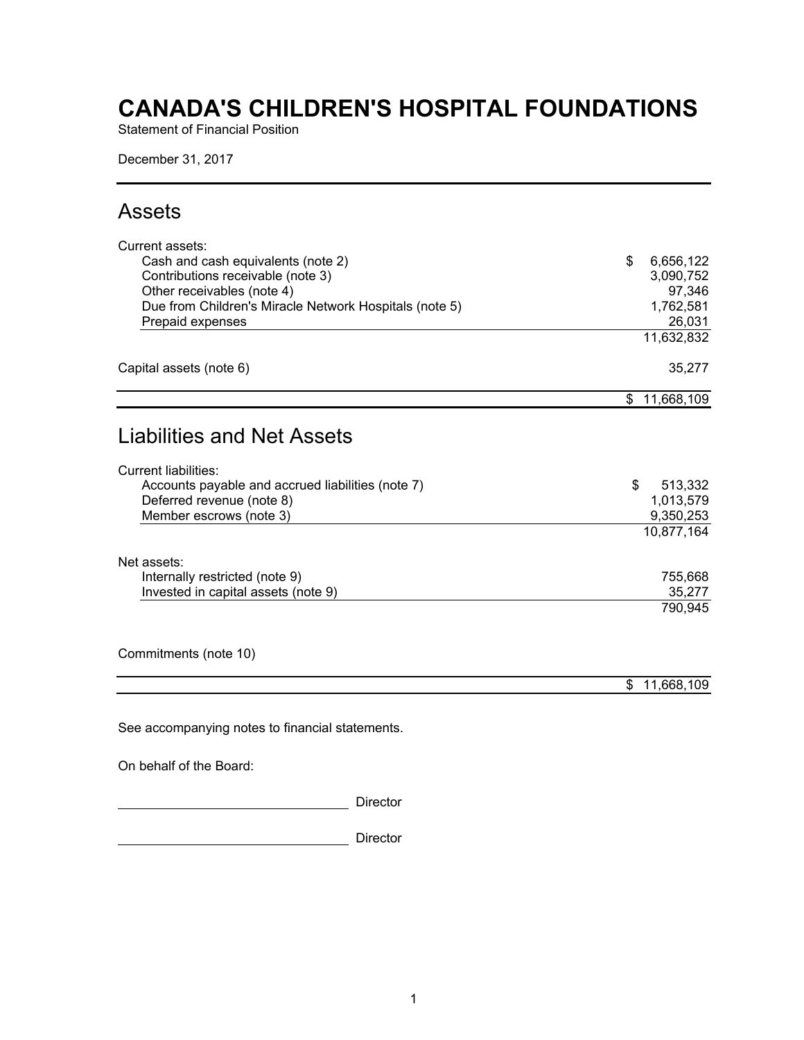# CANADA'S CHILDREN'S HOSPITAL FOUNDATIONS

Statement of Financial Position

December 31, 2017

## Assets

| | |
|---|---|
| Current assets: | |
| Cash and cash equivalents (note 2) | $ 6,656,122 |
| Contributions receivable (note 3) | 3,090,752 |
| Other receivables (note 4) | 97,346 |
| Due from Children's Miracle Network Hospitals (note 5) | 1,762,581 |
| Prepaid expenses | 26,031 |
| | 11,632,832 |
| Capital assets (note 6) | 35,277 |
| | $ 11,668,109 |

## Liabilities and Net Assets

| | |
|---|---|
| Current liabilities: | |
| Accounts payable and accrued liabilities (note 7) | $ 513,332 |
| Deferred revenue (note 8) | 1,013,579 |
| Member escrows (note 3) | 9,350,253 |
| | 10,877,164 |
| Net assets: | |
| Internally restricted (note 9) | 755,668 |
| Invested in capital assets (note 9) | 35,277 |
| | 790,945 |
| Commitments (note 10) | |
| | $ 11,668,109 |

See accompanying notes to financial statements.

On behalf of the Board:

\_\_\_\_\_\_\_\_\_\_\_\_\_\_\_\_\_\_\_\_\_\_\_\_\_\_\_\_\_\_ Director

\_\_\_\_\_\_\_\_\_\_\_\_\_\_\_\_\_\_\_\_\_\_\_\_\_\_\_\_\_\_ Director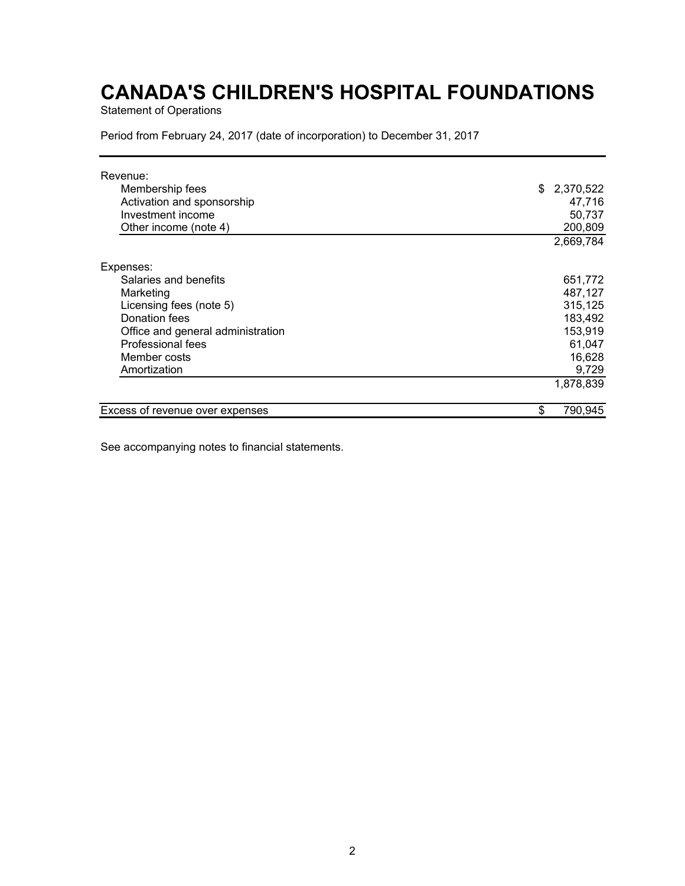# CANADA'S CHILDREN'S HOSPITAL FOUNDATIONS

Statement of Operations

Period from February 24, 2017 (date of incorporation) to December 31, 2017

| | |
|---|---:|
| Revenue: | |
| Membership fees | $ 2,370,522 |
| Activation and sponsorship | 47,716 |
| Investment income | 50,737 |
| Other income (note 4) | 200,809 |
| | 2,669,784 |
| Expenses: | |
| Salaries and benefits | 651,772 |
| Marketing | 487,127 |
| Licensing fees (note 5) | 315,125 |
| Donation fees | 183,492 |
| Office and general administration | 153,919 |
| Professional fees | 61,047 |
| Member costs | 16,628 |
| Amortization | 9,729 |
| | 1,878,839 |
| Excess of revenue over expenses | $ 790,945 |

See accompanying notes to financial statements.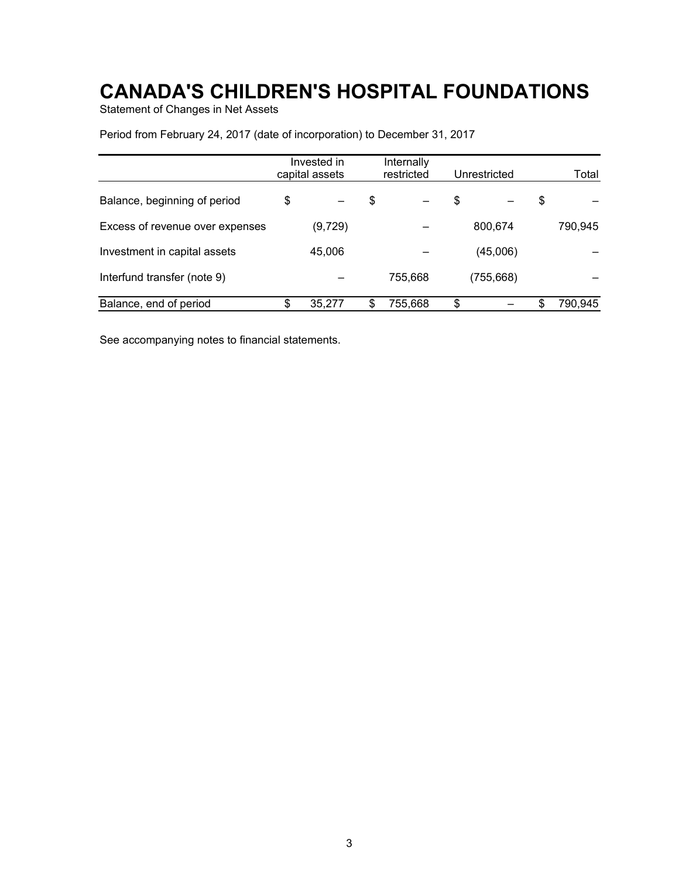# CANADA'S CHILDREN'S HOSPITAL FOUNDATIONS

Statement of Changes in Net Assets

Period from February 24, 2017 (date of incorporation) to December 31, 2017

| | Invested in capital assets | Internally restricted | Unrestricted | Total |
|---|---|---|---|---|
| Balance, beginning of period | $ – | $ – | $ – | $ – |
| Excess of revenue over expenses | (9,729) | – | 800,674 | 790,945 |
| Investment in capital assets | 45,006 | – | (45,006) | – |
| Interfund transfer (note 9) | – | 755,668 | (755,668) | – |
| Balance, end of period | $ 35,277 | $ 755,668 | $ – | $ 790,945 |

See accompanying notes to financial statements.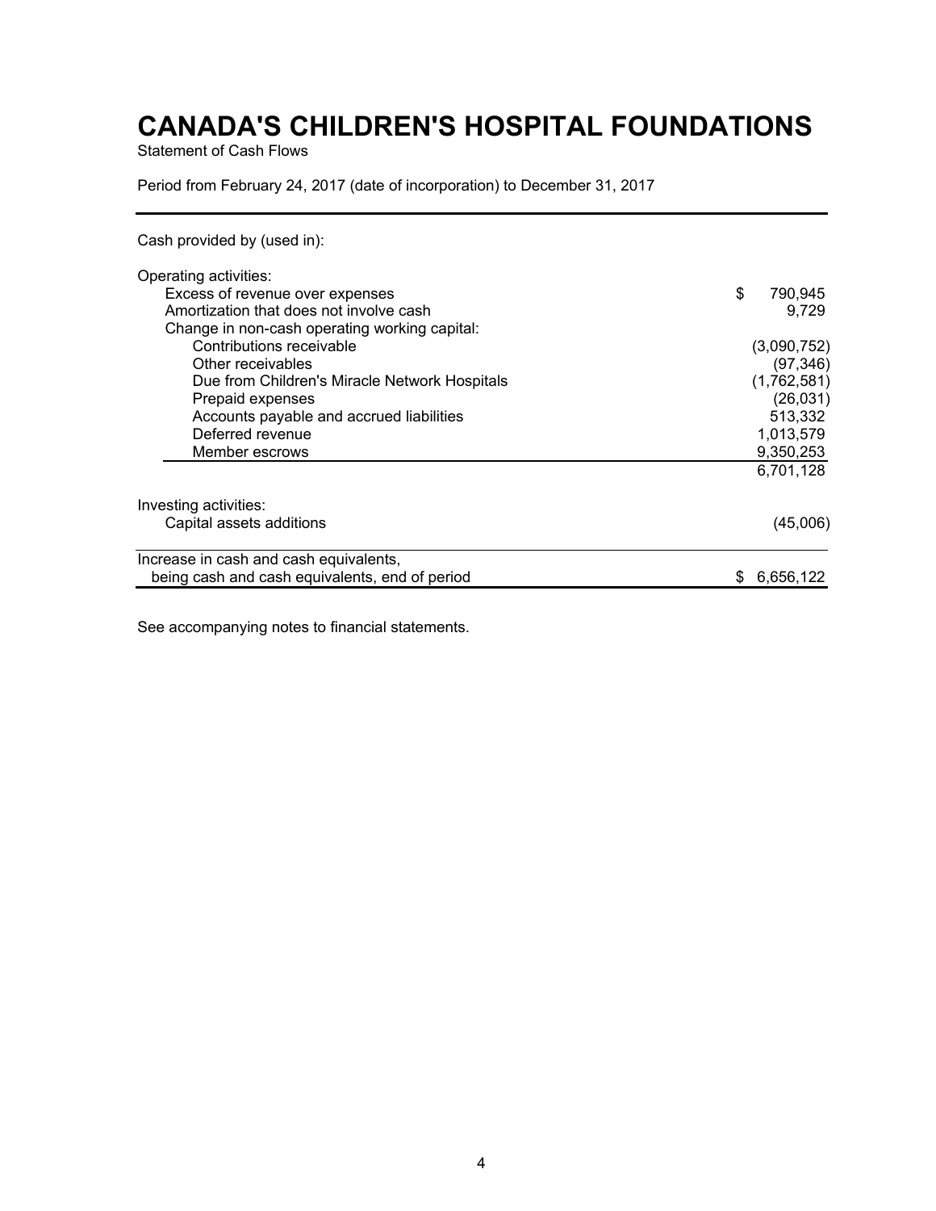# CANADA'S CHILDREN'S HOSPITAL FOUNDATIONS

Statement of Cash Flows

Period from February 24, 2017 (date of incorporation) to December 31, 2017

| | |
|---|---|
| Cash provided by (used in): | |
| | |
| Operating activities: | |
| Excess of revenue over expenses | $ 790,945 |
| Amortization that does not involve cash | 9,729 |
| Change in non-cash operating working capital: | |
| Contributions receivable | (3,090,752) |
| Other receivables | (97,346) |
| Due from Children's Miracle Network Hospitals | (1,762,581) |
| Prepaid expenses | (26,031) |
| Accounts payable and accrued liabilities | 513,332 |
| Deferred revenue | 1,013,579 |
| Member escrows | 9,350,253 |
| | 6,701,128 |
| | |
| Investing activities: | |
| Capital assets additions | (45,006) |
| | |
| Increase in cash and cash equivalents, being cash and cash equivalents, end of period | $ 6,656,122 |

See accompanying notes to financial statements.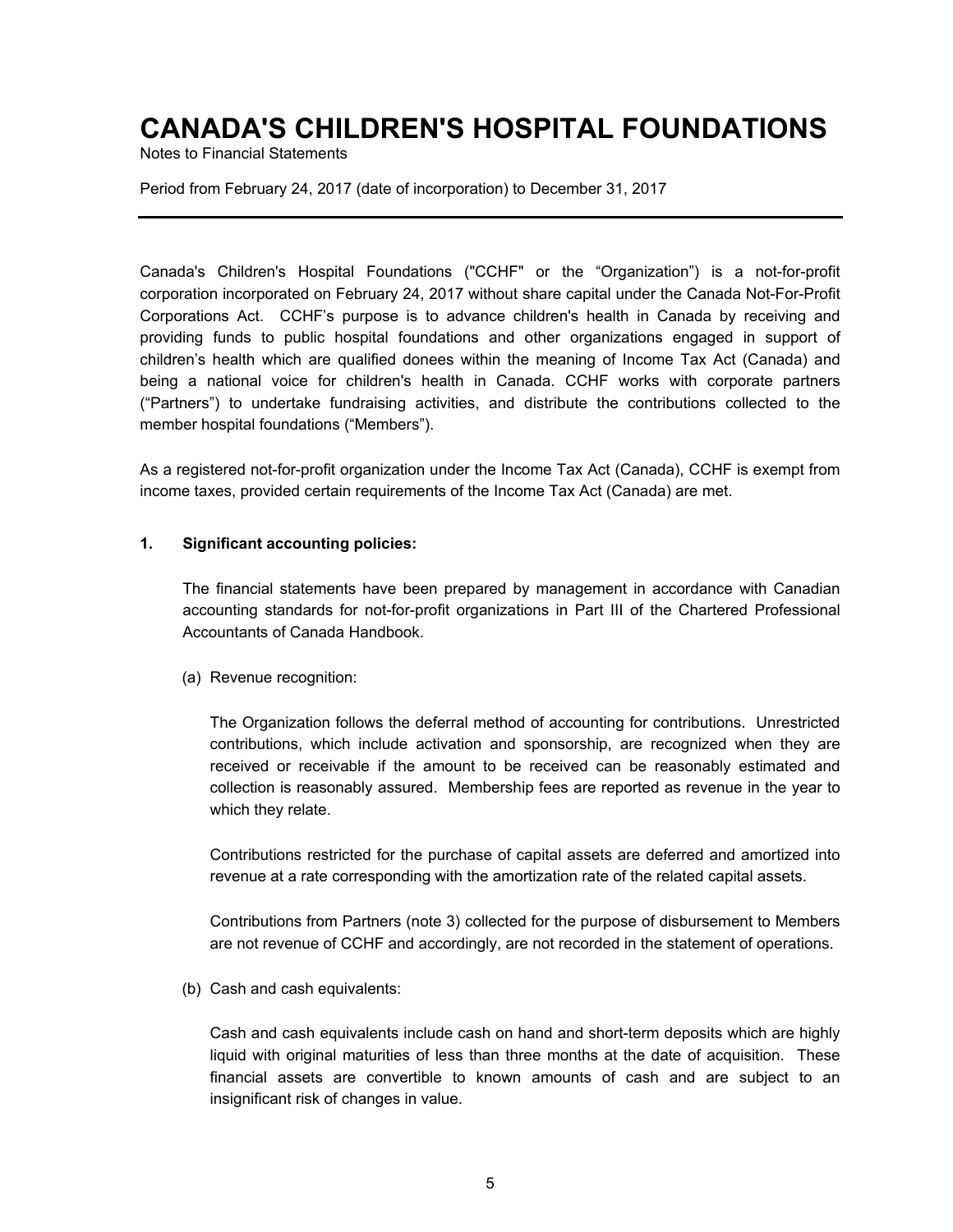# CANADA'S CHILDREN'S HOSPITAL FOUNDATIONS

Notes to Financial Statements

Period from February 24, 2017 (date of incorporation) to December 31, 2017

---

Canada's Children's Hospital Foundations ("CCHF" or the "Organization") is a not-for-profit corporation incorporated on February 24, 2017 without share capital under the Canada Not-For-Profit Corporations Act. CCHF's purpose is to advance children's health in Canada by receiving and providing funds to public hospital foundations and other organizations engaged in support of children's health which are qualified donees within the meaning of Income Tax Act (Canada) and being a national voice for children's health in Canada. CCHF works with corporate partners ("Partners") to undertake fundraising activities, and distribute the contributions collected to the member hospital foundations ("Members").

As a registered not-for-profit organization under the Income Tax Act (Canada), CCHF is exempt from income taxes, provided certain requirements of the Income Tax Act (Canada) are met.

## 1. Significant accounting policies:

The financial statements have been prepared by management in accordance with Canadian accounting standards for not-for-profit organizations in Part III of the Chartered Professional Accountants of Canada Handbook.

(a) Revenue recognition:

The Organization follows the deferral method of accounting for contributions. Unrestricted contributions, which include activation and sponsorship, are recognized when they are received or receivable if the amount to be received can be reasonably estimated and collection is reasonably assured. Membership fees are reported as revenue in the year to which they relate.

Contributions restricted for the purchase of capital assets are deferred and amortized into revenue at a rate corresponding with the amortization rate of the related capital assets.

Contributions from Partners (note 3) collected for the purpose of disbursement to Members are not revenue of CCHF and accordingly, are not recorded in the statement of operations.

(b) Cash and cash equivalents:

Cash and cash equivalents include cash on hand and short-term deposits which are highly liquid with original maturities of less than three months at the date of acquisition. These financial assets are convertible to known amounts of cash and are subject to an insignificant risk of changes in value.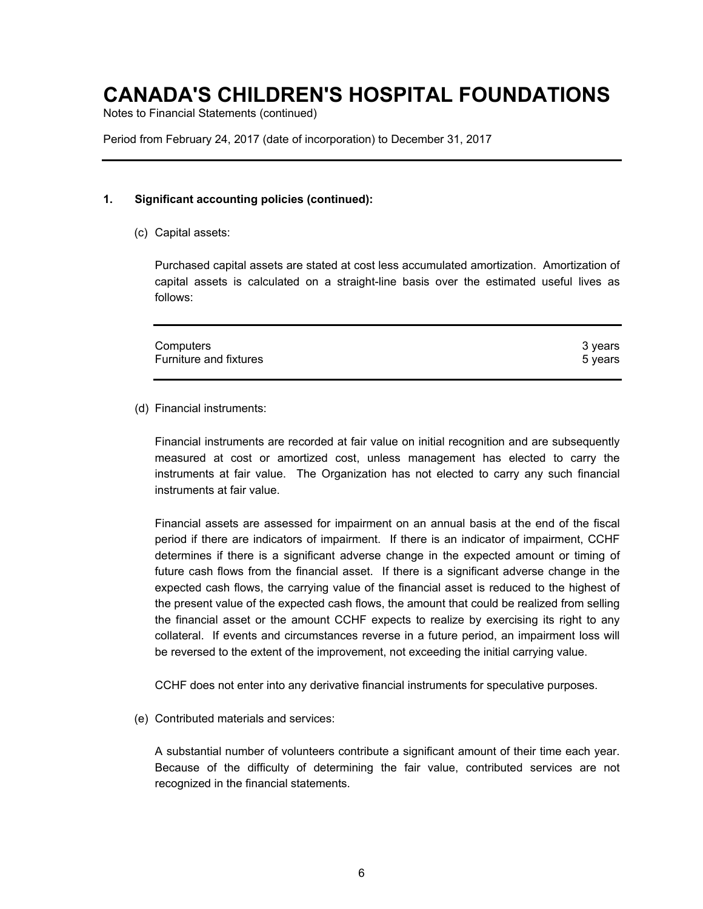# CANADA'S CHILDREN'S HOSPITAL FOUNDATIONS

Notes to Financial Statements (continued)

Period from February 24, 2017 (date of incorporation) to December 31, 2017

## 1. Significant accounting policies (continued):

(c) Capital assets:

Purchased capital assets are stated at cost less accumulated amortization. Amortization of capital assets is calculated on a straight-line basis over the estimated useful lives as follows:

| | |
|---|---|
| Computers | 3 years |
| Furniture and fixtures | 5 years |

(d) Financial instruments:

Financial instruments are recorded at fair value on initial recognition and are subsequently measured at cost or amortized cost, unless management has elected to carry the instruments at fair value. The Organization has not elected to carry any such financial instruments at fair value.

Financial assets are assessed for impairment on an annual basis at the end of the fiscal period if there are indicators of impairment. If there is an indicator of impairment, CCHF determines if there is a significant adverse change in the expected amount or timing of future cash flows from the financial asset. If there is a significant adverse change in the expected cash flows, the carrying value of the financial asset is reduced to the highest of the present value of the expected cash flows, the amount that could be realized from selling the financial asset or the amount CCHF expects to realize by exercising its right to any collateral. If events and circumstances reverse in a future period, an impairment loss will be reversed to the extent of the improvement, not exceeding the initial carrying value.

CCHF does not enter into any derivative financial instruments for speculative purposes.

(e) Contributed materials and services:

A substantial number of volunteers contribute a significant amount of their time each year. Because of the difficulty of determining the fair value, contributed services are not recognized in the financial statements.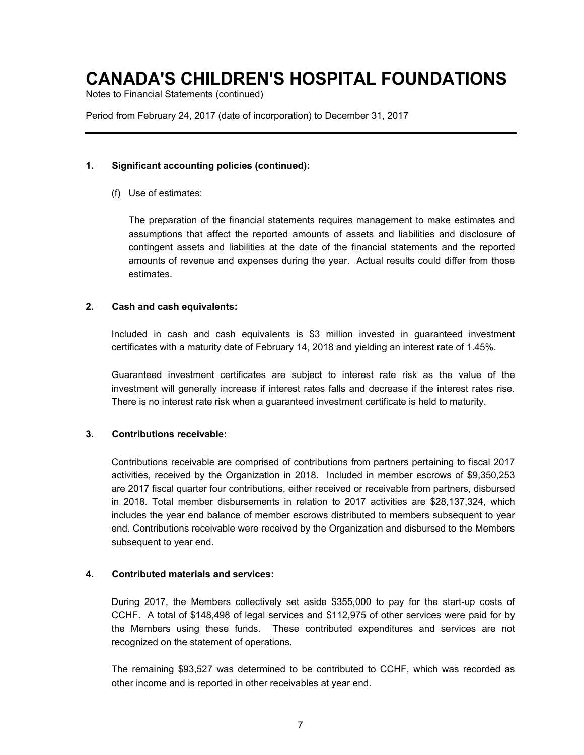# CANADA'S CHILDREN'S HOSPITAL FOUNDATIONS

Notes to Financial Statements (continued)

Period from February 24, 2017 (date of incorporation) to December 31, 2017

---

**1. Significant accounting policies (continued):**

(f) Use of estimates:

The preparation of the financial statements requires management to make estimates and assumptions that affect the reported amounts of assets and liabilities and disclosure of contingent assets and liabilities at the date of the financial statements and the reported amounts of revenue and expenses during the year. Actual results could differ from those estimates.

**2. Cash and cash equivalents:**

Included in cash and cash equivalents is $3 million invested in guaranteed investment certificates with a maturity date of February 14, 2018 and yielding an interest rate of 1.45%.

Guaranteed investment certificates are subject to interest rate risk as the value of the investment will generally increase if interest rates falls and decrease if the interest rates rise. There is no interest rate risk when a guaranteed investment certificate is held to maturity.

**3. Contributions receivable:**

Contributions receivable are comprised of contributions from partners pertaining to fiscal 2017 activities, received by the Organization in 2018. Included in member escrows of $9,350,253 are 2017 fiscal quarter four contributions, either received or receivable from partners, disbursed in 2018. Total member disbursements in relation to 2017 activities are $28,137,324, which includes the year end balance of member escrows distributed to members subsequent to year end. Contributions receivable were received by the Organization and disbursed to the Members subsequent to year end.

**4. Contributed materials and services:**

During 2017, the Members collectively set aside $355,000 to pay for the start-up costs of CCHF. A total of $148,498 of legal services and $112,975 of other services were paid for by the Members using these funds. These contributed expenditures and services are not recognized on the statement of operations.

The remaining $93,527 was determined to be contributed to CCHF, which was recorded as other income and is reported in other receivables at year end.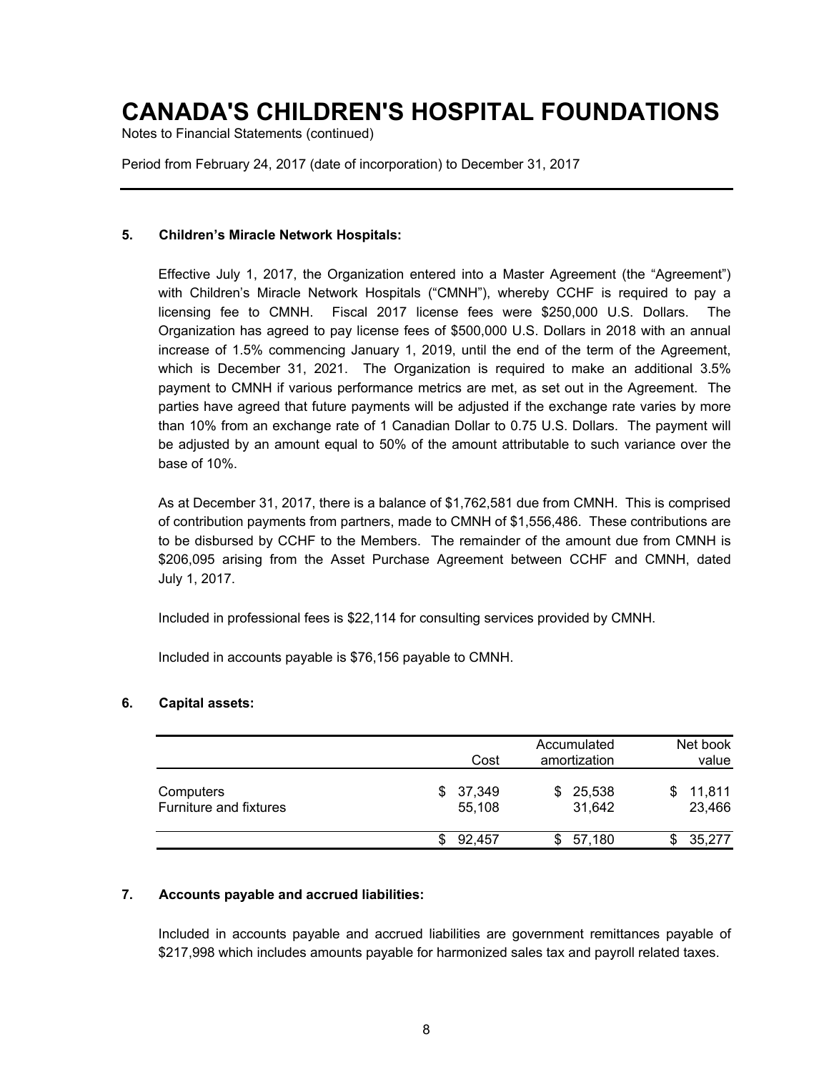# CANADA'S CHILDREN'S HOSPITAL FOUNDATIONS

Notes to Financial Statements (continued)

Period from February 24, 2017 (date of incorporation) to December 31, 2017

**5. Children's Miracle Network Hospitals:**

Effective July 1, 2017, the Organization entered into a Master Agreement (the "Agreement") with Children's Miracle Network Hospitals ("CMNH"), whereby CCHF is required to pay a licensing fee to CMNH. Fiscal 2017 license fees were $250,000 U.S. Dollars. The Organization has agreed to pay license fees of $500,000 U.S. Dollars in 2018 with an annual increase of 1.5% commencing January 1, 2019, until the end of the term of the Agreement, which is December 31, 2021. The Organization is required to make an additional 3.5% payment to CMNH if various performance metrics are met, as set out in the Agreement. The parties have agreed that future payments will be adjusted if the exchange rate varies by more than 10% from an exchange rate of 1 Canadian Dollar to 0.75 U.S. Dollars. The payment will be adjusted by an amount equal to 50% of the amount attributable to such variance over the base of 10%.

As at December 31, 2017, there is a balance of $1,762,581 due from CMNH. This is comprised of contribution payments from partners, made to CMNH of $1,556,486. These contributions are to be disbursed by CCHF to the Members. The remainder of the amount due from CMNH is $206,095 arising from the Asset Purchase Agreement between CCHF and CMNH, dated July 1, 2017.

Included in professional fees is $22,114 for consulting services provided by CMNH.

Included in accounts payable is $76,156 payable to CMNH.

**6. Capital assets:**

| | Cost | Accumulated amortization | Net book value |
|---|---|---|---|
| Computers | $ 37,349 | $ 25,538 | $ 11,811 |
| Furniture and fixtures | 55,108 | 31,642 | 23,466 |
| | $ 92,457 | $ 57,180 | $ 35,277 |

**7. Accounts payable and accrued liabilities:**

Included in accounts payable and accrued liabilities are government remittances payable of $217,998 which includes amounts payable for harmonized sales tax and payroll related taxes.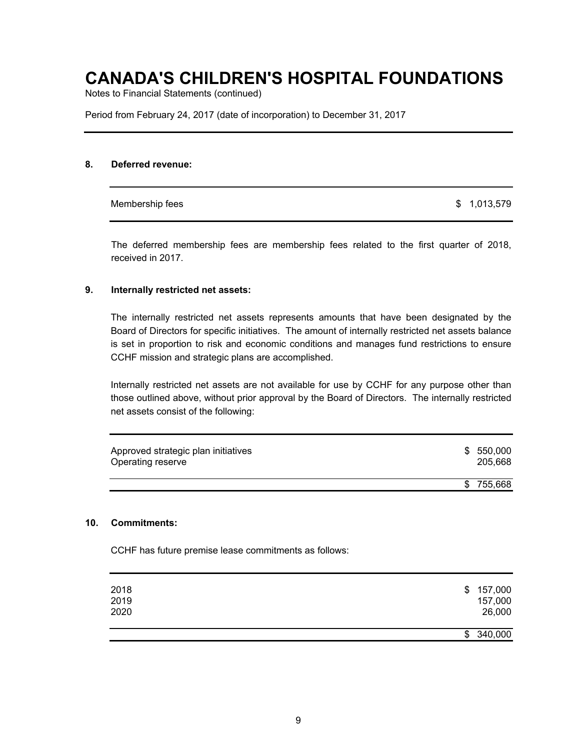# CANADA'S CHILDREN'S HOSPITAL FOUNDATIONS

Notes to Financial Statements (continued)

Period from February 24, 2017 (date of incorporation) to December 31, 2017

## 8. Deferred revenue:

| | |
|---|---|
| Membership fees | $ 1,013,579 |

The deferred membership fees are membership fees related to the first quarter of 2018, received in 2017.

## 9. Internally restricted net assets:

The internally restricted net assets represents amounts that have been designated by the Board of Directors for specific initiatives. The amount of internally restricted net assets balance is set in proportion to risk and economic conditions and manages fund restrictions to ensure CCHF mission and strategic plans are accomplished.

Internally restricted net assets are not available for use by CCHF for any purpose other than those outlined above, without prior approval by the Board of Directors. The internally restricted net assets consist of the following:

| | |
|---|---|
| Approved strategic plan initiatives | $ 550,000 |
| Operating reserve | 205,668 |
| | $ 755,668 |

## 10. Commitments:

CCHF has future premise lease commitments as follows:

| | |
|---|---|
| 2018 | $ 157,000 |
| 2019 | 157,000 |
| 2020 | 26,000 |
| | $ 340,000 |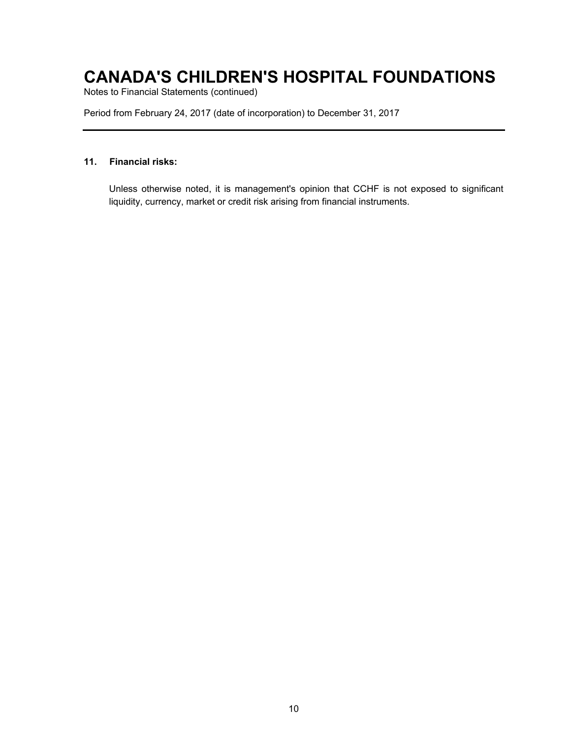# CANADA'S CHILDREN'S HOSPITAL FOUNDATIONS

Notes to Financial Statements (continued)

Period from February 24, 2017 (date of incorporation) to December 31, 2017

**11. Financial risks:**

Unless otherwise noted, it is management's opinion that CCHF is not exposed to significant liquidity, currency, market or credit risk arising from financial instruments.